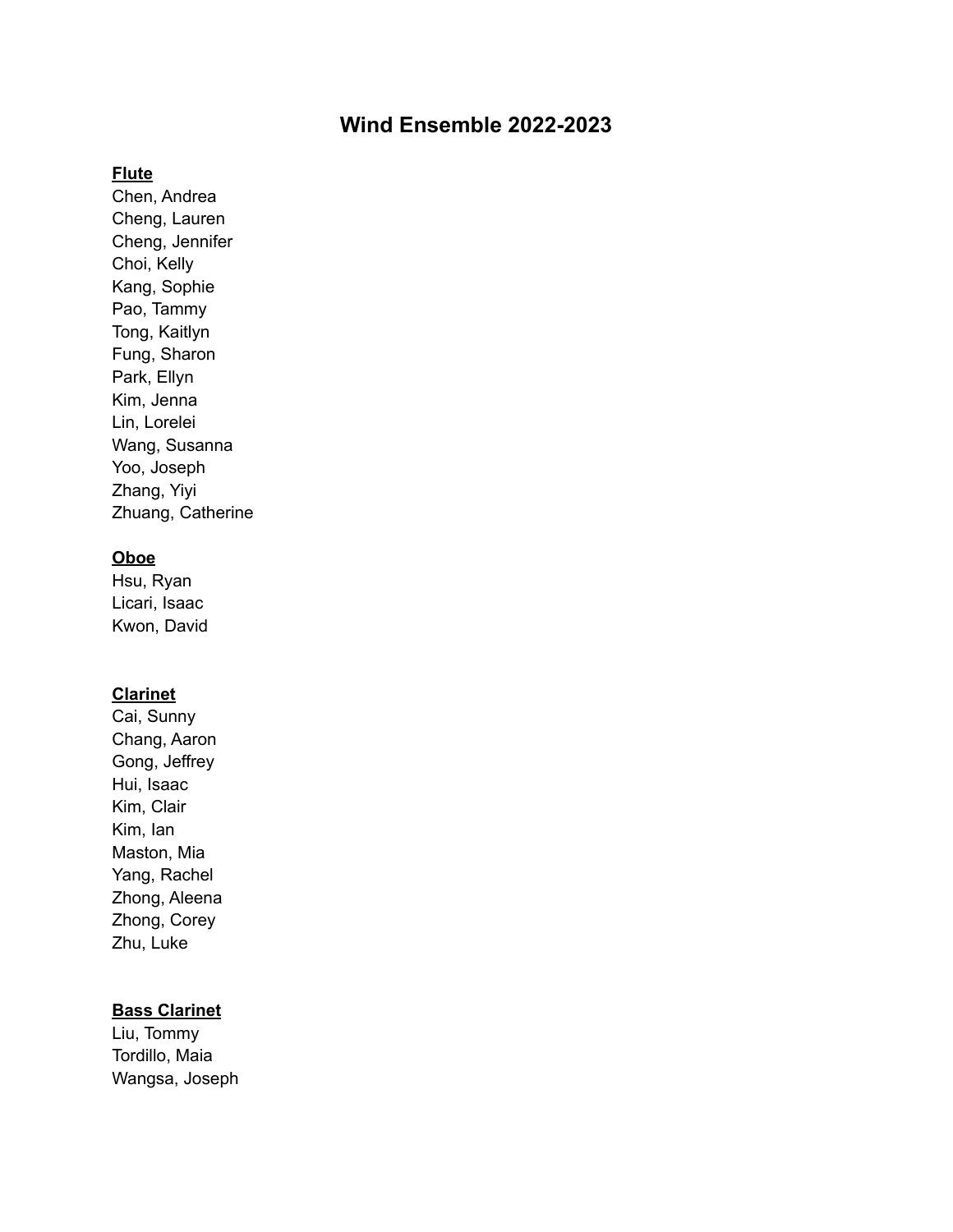# Wind Ensemble 2022-2023

**Flute**

Chen, Andrea
Cheng, Lauren
Cheng, Jennifer
Choi, Kelly
Kang, Sophie
Pao, Tammy
Tong, Kaitlyn
Fung, Sharon
Park, Ellyn
Kim, Jenna
Lin, Lorelei
Wang, Susanna
Yoo, Joseph
Zhang, Yiyi
Zhuang, Catherine

**Oboe**

Hsu, Ryan
Licari, Isaac
Kwon, David

**Clarinet**

Cai, Sunny
Chang, Aaron
Gong, Jeffrey
Hui, Isaac
Kim, Clair
Kim, Ian
Maston, Mia
Yang, Rachel
Zhong, Aleena
Zhong, Corey
Zhu, Luke

**Bass Clarinet**

Liu, Tommy
Tordillo, Maia
Wangsa, Joseph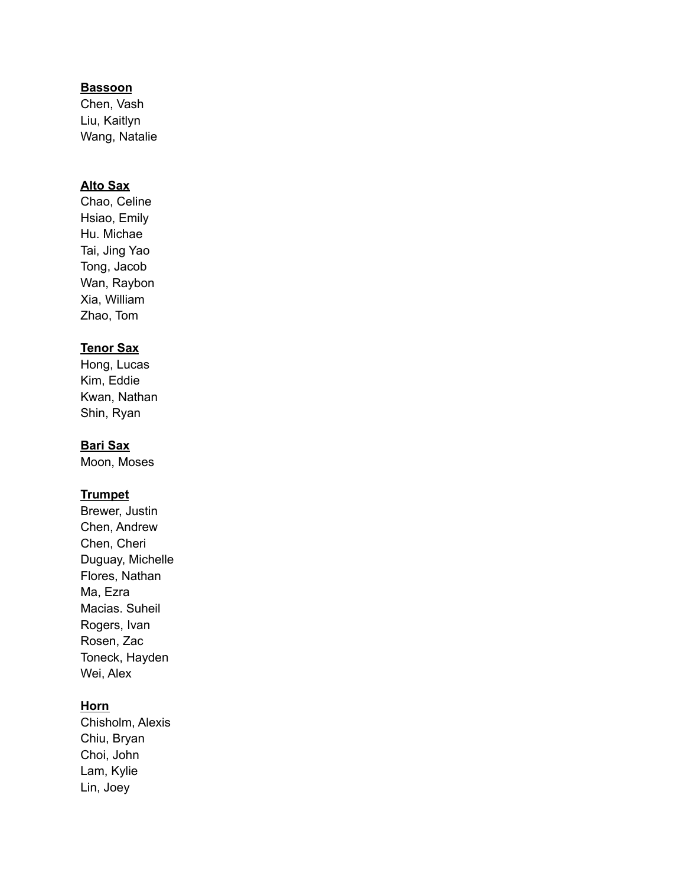**Bassoon**
Chen, Vash
Liu, Kaitlyn
Wang, Natalie

**Alto Sax**
Chao, Celine
Hsiao, Emily
Hu. Michae
Tai, Jing Yao
Tong, Jacob
Wan, Raybon
Xia, William
Zhao, Tom

**Tenor Sax**
Hong, Lucas
Kim, Eddie
Kwan, Nathan
Shin, Ryan

**Bari Sax**
Moon, Moses

**Trumpet**
Brewer, Justin
Chen, Andrew
Chen, Cheri
Duguay, Michelle
Flores, Nathan
Ma, Ezra
Macias. Suheil
Rogers, Ivan
Rosen, Zac
Toneck, Hayden
Wei, Alex

**Horn**
Chisholm, Alexis
Chiu, Bryan
Choi, John
Lam, Kylie
Lin, Joey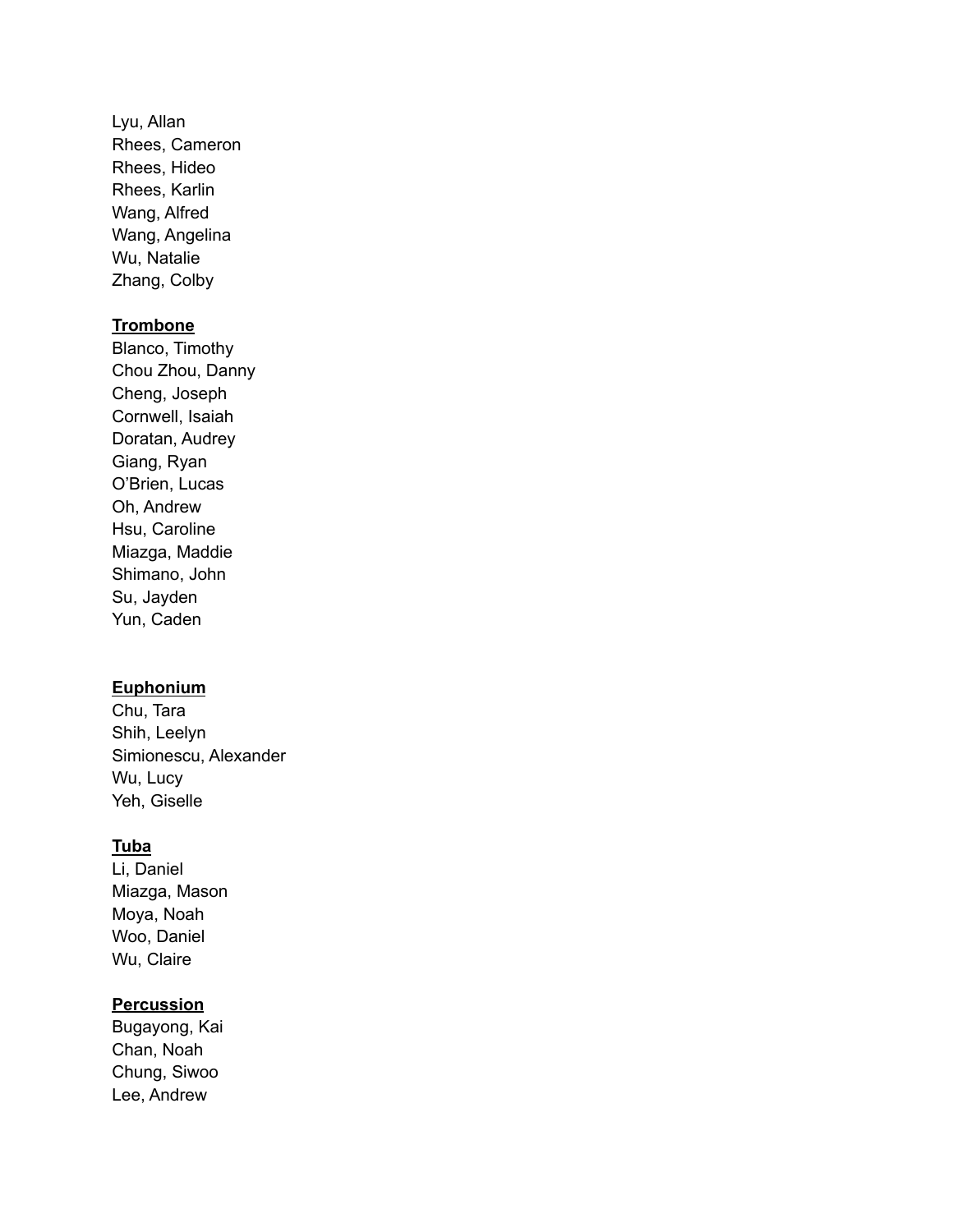Lyu, Allan
Rhees, Cameron
Rhees, Hideo
Rhees, Karlin
Wang, Alfred
Wang, Angelina
Wu, Natalie
Zhang, Colby

**Trombone**

Blanco, Timothy
Chou Zhou, Danny
Cheng, Joseph
Cornwell, Isaiah
Doratan, Audrey
Giang, Ryan
O'Brien, Lucas
Oh, Andrew
Hsu, Caroline
Miazga, Maddie
Shimano, John
Su, Jayden
Yun, Caden

**Euphonium**

Chu, Tara
Shih, Leelyn
Simionescu, Alexander
Wu, Lucy
Yeh, Giselle

**Tuba**

Li, Daniel
Miazga, Mason
Moya, Noah
Woo, Daniel
Wu, Claire

**Percussion**

Bugayong, Kai
Chan, Noah
Chung, Siwoo
Lee, Andrew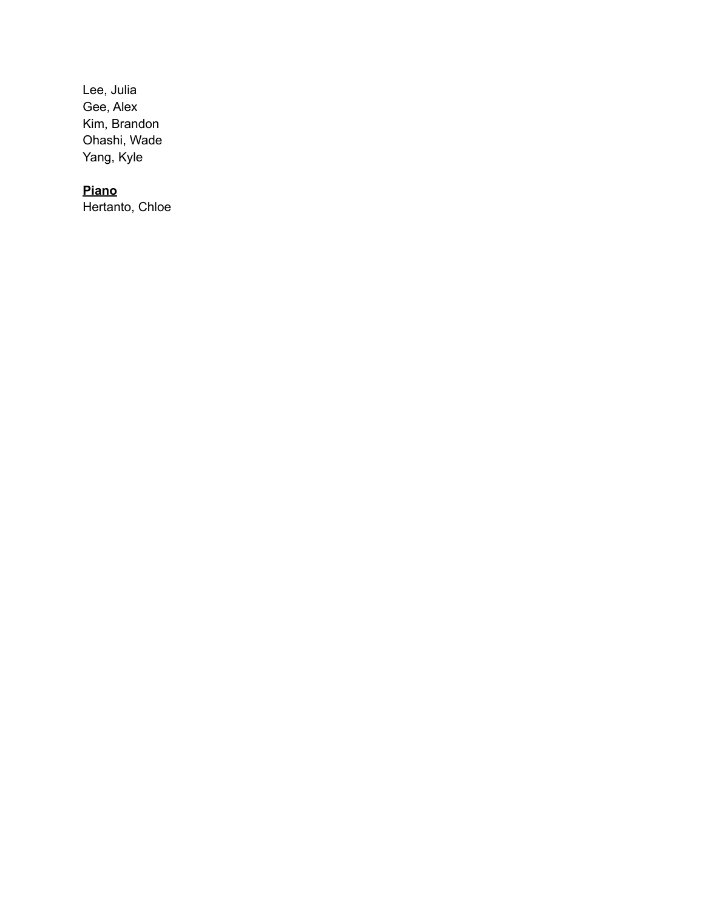Lee, Julia
Gee, Alex
Kim, Brandon
Ohashi, Wade
Yang, Kyle

**<u>Piano</u>**
Hertanto, Chloe